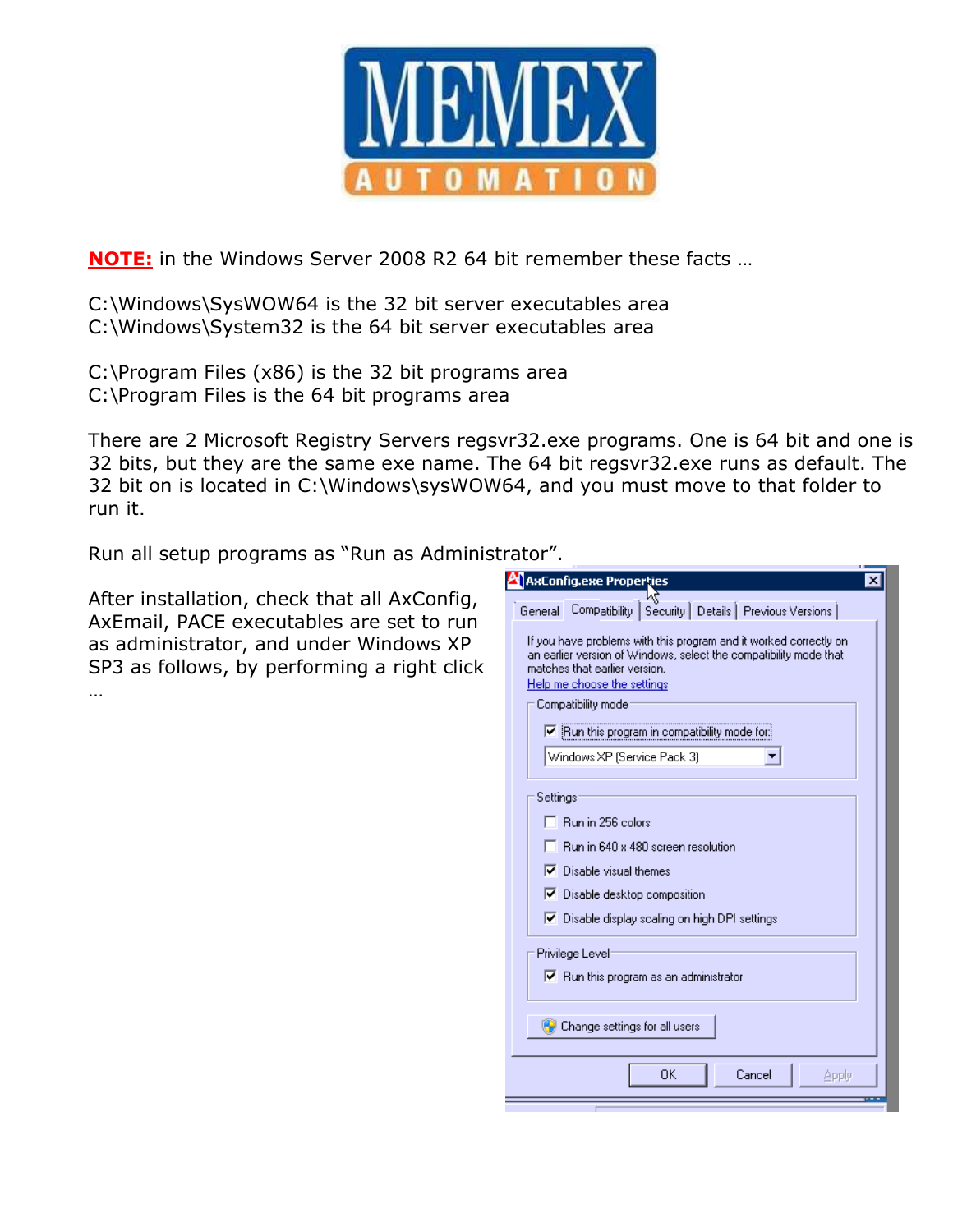**NOTE:** in the Windows Server 2008 R2 64 bit remember these facts …

C:\Windows\SysWOW64 is the 32 bit server executables area
C:\Windows\System32 is the 64 bit server executables area

C:\Program Files (x86) is the 32 bit programs area
C:\Program Files is the 64 bit programs area

There are 2 Microsoft Registry Servers regsvr32.exe programs. One is 64 bit and one is 32 bits, but they are the same exe name. The 64 bit regsvr32.exe runs as default. The 32 bit on is located in C:\Windows\sysWOW64, and you must move to that folder to run it.

Run all setup programs as "Run as Administrator".

After installation, check that all AxConfig, AxEmail, PACE executables are set to run as administrator, and under Windows XP SP3 as follows, by performing a right click …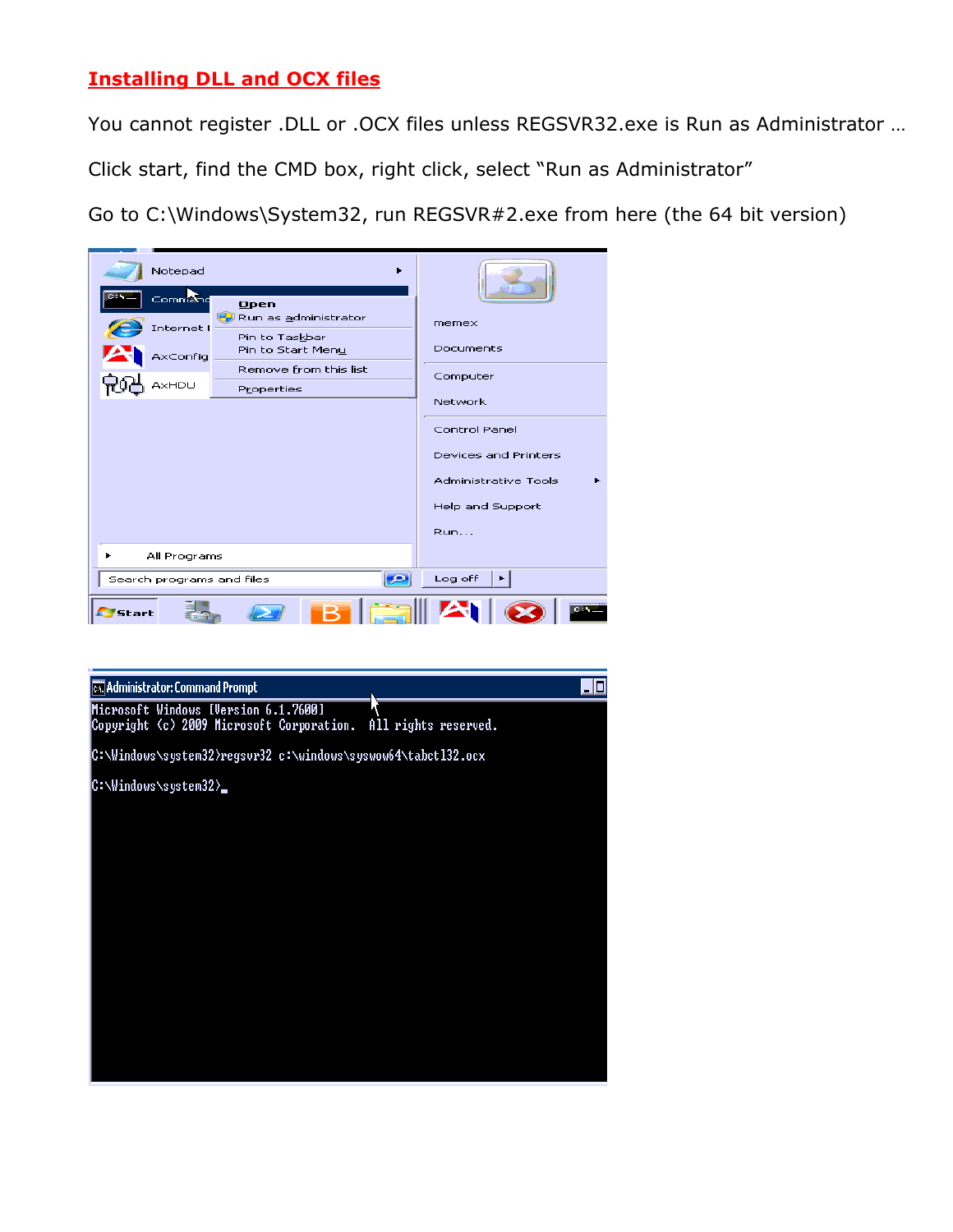## Installing DLL and OCX files

You cannot register .DLL or .OCX files unless REGSVR32.exe is Run as Administrator …

Click start, find the CMD box, right click, select "Run as Administrator"

Go to C:\Windows\System32, run REGSVR#2.exe from here (the 64 bit version)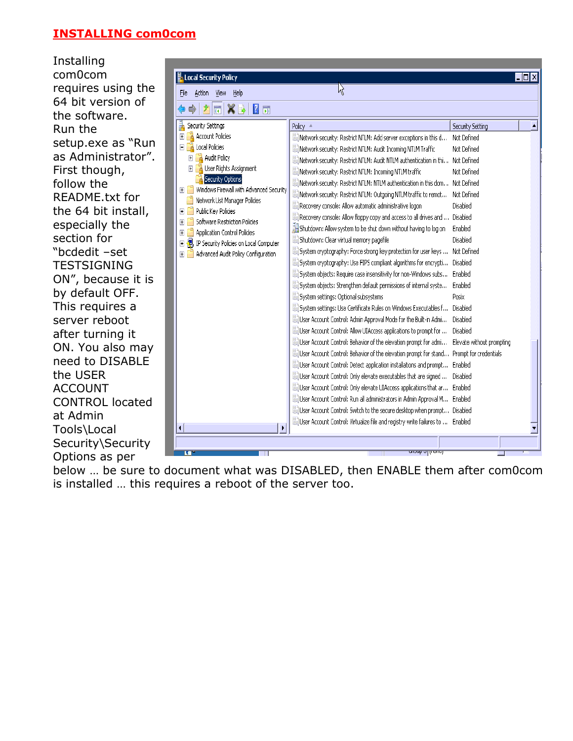## INSTALLING com0com

Installing com0com requires using the 64 bit version of the software. Run the setup.exe as "Run as Administrator". First though, follow the README.txt for the 64 bit install, especially the section for "bcdedit –set TESTSIGNING ON", because it is by default OFF. This requires a server reboot after turning it ON. You also may need to DISABLE the USER ACCOUNT CONTROL located at Admin Tools\Local Security\Security Options as per below … be sure to document what was DISABLED, then ENABLE them after com0com is installed … this requires a reboot of the server too.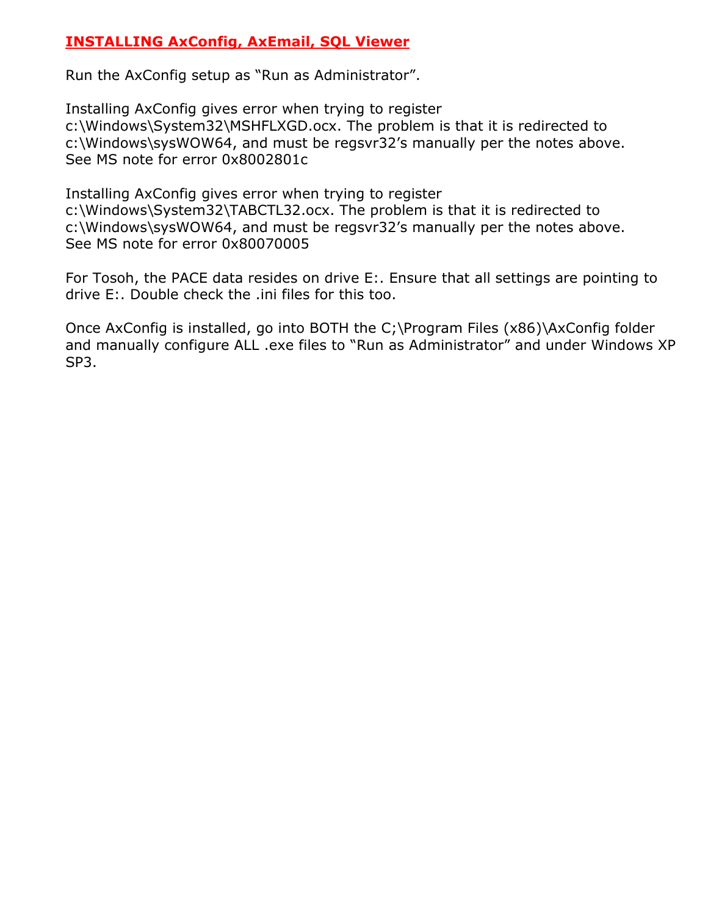## INSTALLING AxConfig, AxEmail, SQL Viewer

Run the AxConfig setup as "Run as Administrator".

Installing AxConfig gives error when trying to register c:\Windows\System32\MSHFLXGD.ocx. The problem is that it is redirected to c:\Windows\sysWOW64, and must be regsvr32's manually per the notes above. See MS note for error 0x8002801c

Installing AxConfig gives error when trying to register c:\Windows\System32\TABCTL32.ocx. The problem is that it is redirected to c:\Windows\sysWOW64, and must be regsvr32's manually per the notes above. See MS note for error 0x80070005

For Tosoh, the PACE data resides on drive E:. Ensure that all settings are pointing to drive E:. Double check the .ini files for this too.

Once AxConfig is installed, go into BOTH the C;\Program Files (x86)\AxConfig folder and manually configure ALL .exe files to "Run as Administrator" and under Windows XP SP3.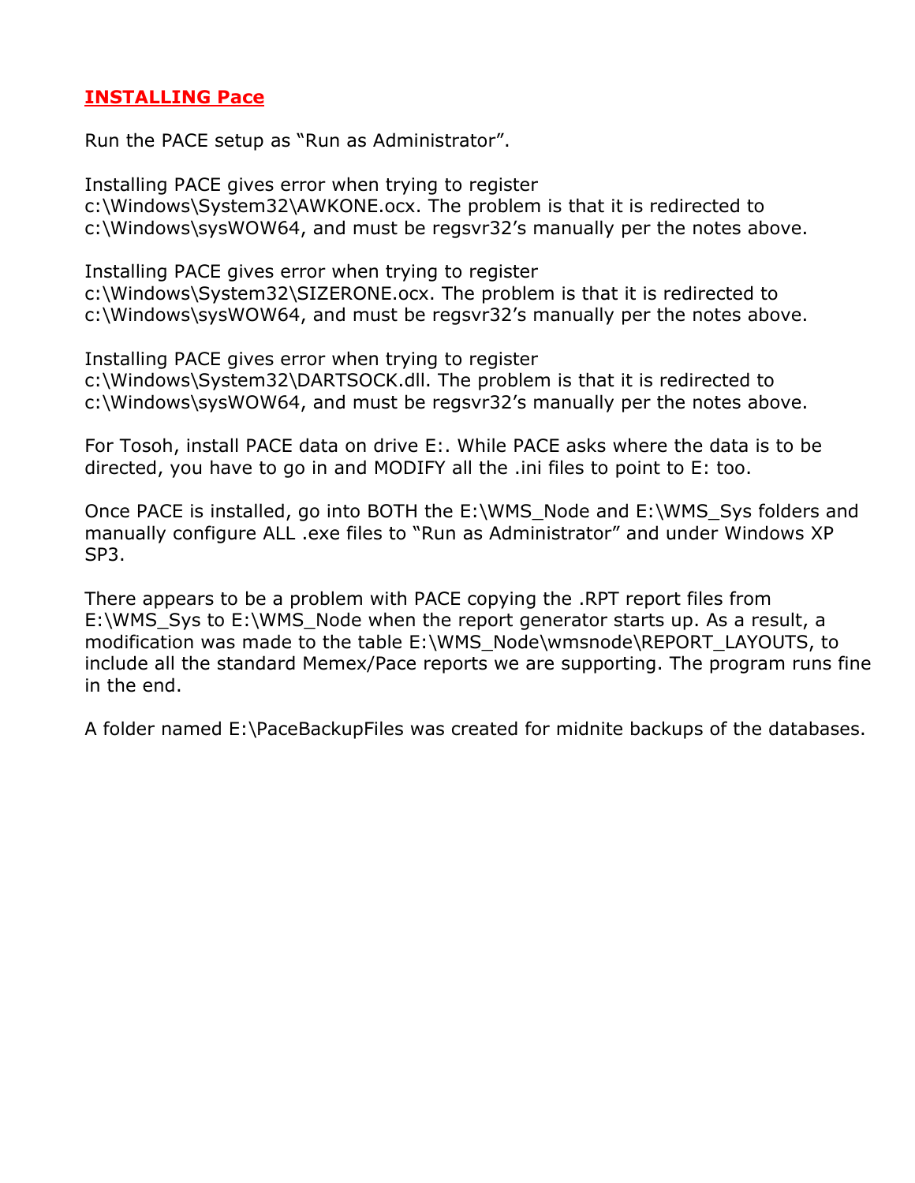## **INSTALLING Pace**

Run the PACE setup as "Run as Administrator".

Installing PACE gives error when trying to register c:\Windows\System32\AWKONE.ocx. The problem is that it is redirected to c:\Windows\sysWOW64, and must be regsvr32's manually per the notes above.

Installing PACE gives error when trying to register c:\Windows\System32\SIZERONE.ocx. The problem is that it is redirected to c:\Windows\sysWOW64, and must be regsvr32's manually per the notes above.

Installing PACE gives error when trying to register c:\Windows\System32\DARTSOCK.dll. The problem is that it is redirected to c:\Windows\sysWOW64, and must be regsvr32's manually per the notes above.

For Tosoh, install PACE data on drive E:. While PACE asks where the data is to be directed, you have to go in and MODIFY all the .ini files to point to E: too.

Once PACE is installed, go into BOTH the E:\WMS_Node and E:\WMS_Sys folders and manually configure ALL .exe files to "Run as Administrator" and under Windows XP SP3.

There appears to be a problem with PACE copying the .RPT report files from E:\WMS_Sys to E:\WMS_Node when the report generator starts up. As a result, a modification was made to the table E:\WMS_Node\wmsnode\REPORT_LAYOUTS, to include all the standard Memex/Pace reports we are supporting. The program runs fine in the end.

A folder named E:\PaceBackupFiles was created for midnite backups of the databases.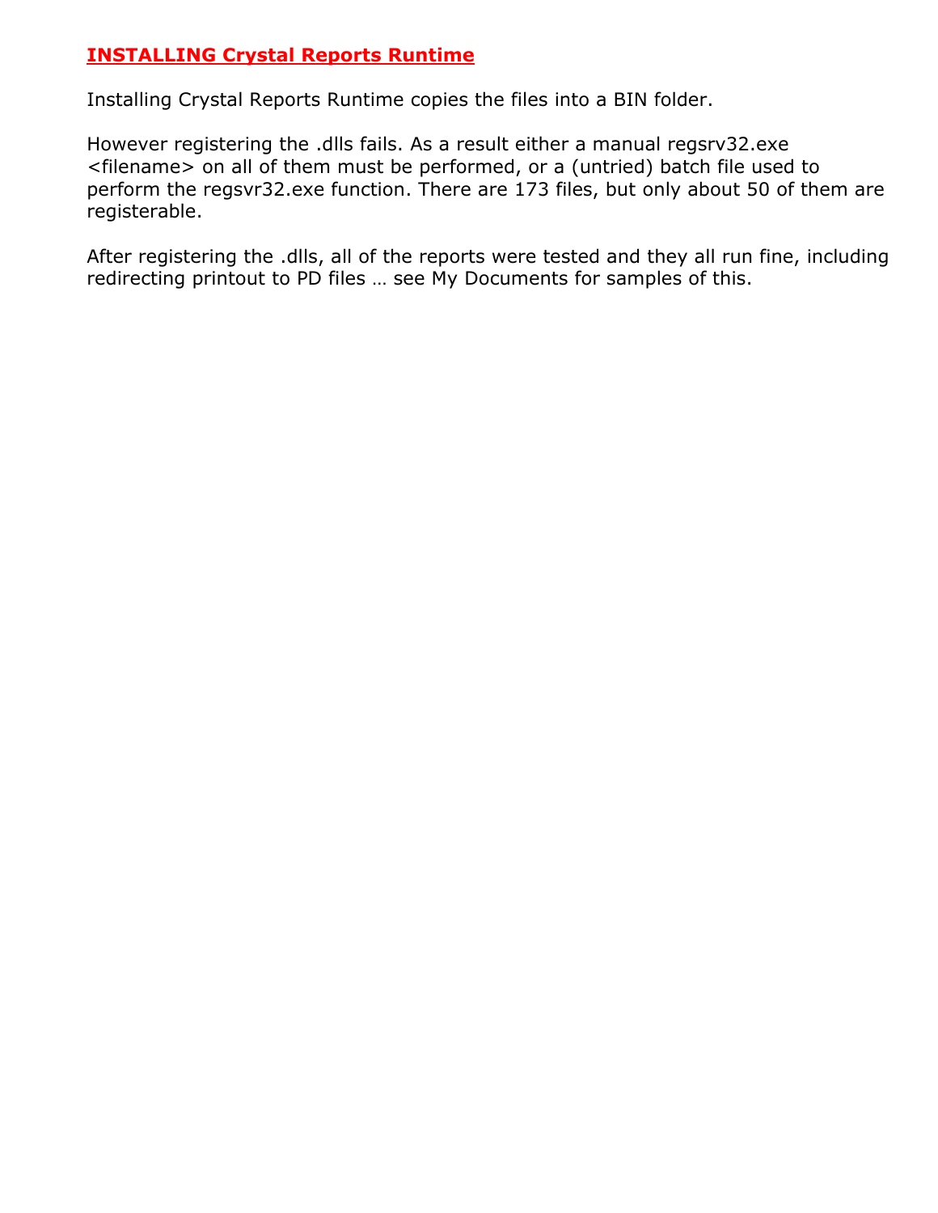**INSTALLING Crystal Reports Runtime**

Installing Crystal Reports Runtime copies the files into a BIN folder.

However registering the .dlls fails. As a result either a manual regsrv32.exe <filename> on all of them must be performed, or a (untried) batch file used to perform the regsvr32.exe function. There are 173 files, but only about 50 of them are registerable.

After registering the .dlls, all of the reports were tested and they all run fine, including redirecting printout to PD files … see My Documents for samples of this.